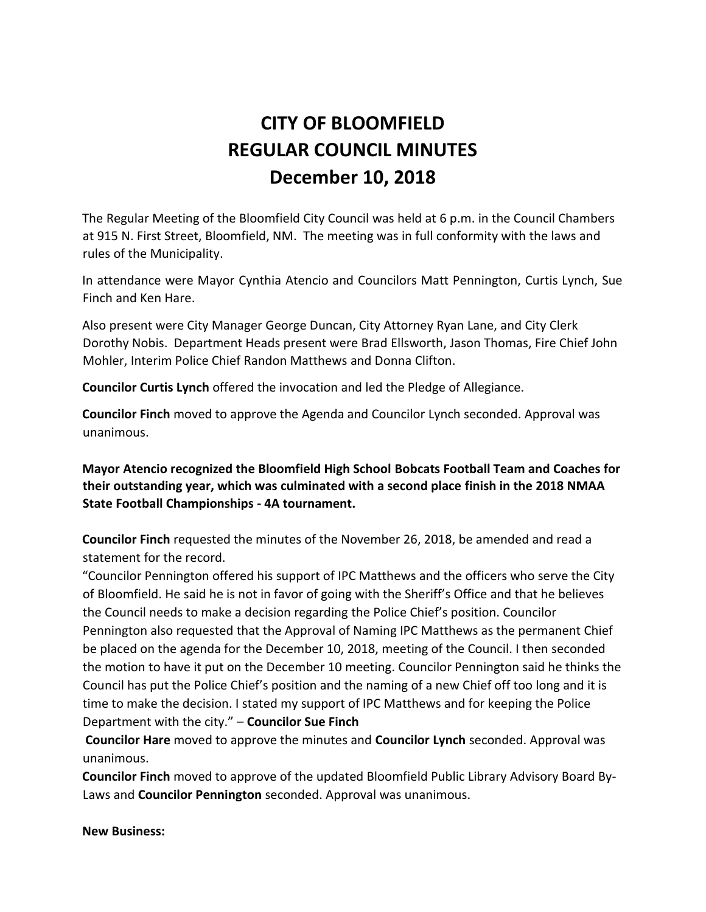# CITY OF BLOOMFIELD
# REGULAR COUNCIL MINUTES
# December 10, 2018

The Regular Meeting of the Bloomfield City Council was held at 6 p.m. in the Council Chambers at 915 N. First Street, Bloomfield, NM. The meeting was in full conformity with the laws and rules of the Municipality.

In attendance were Mayor Cynthia Atencio and Councilors Matt Pennington, Curtis Lynch, Sue Finch and Ken Hare.

Also present were City Manager George Duncan, City Attorney Ryan Lane, and City Clerk Dorothy Nobis. Department Heads present were Brad Ellsworth, Jason Thomas, Fire Chief John Mohler, Interim Police Chief Randon Matthews and Donna Clifton.

**Councilor Curtis Lynch** offered the invocation and led the Pledge of Allegiance.

**Councilor Finch** moved to approve the Agenda and Councilor Lynch seconded. Approval was unanimous.

**Mayor Atencio recognized the Bloomfield High School Bobcats Football Team and Coaches for their outstanding year, which was culminated with a second place finish in the 2018 NMAA State Football Championships - 4A tournament.**

**Councilor Finch** requested the minutes of the November 26, 2018, be amended and read a statement for the record.

"Councilor Pennington offered his support of IPC Matthews and the officers who serve the City of Bloomfield. He said he is not in favor of going with the Sheriff's Office and that he believes the Council needs to make a decision regarding the Police Chief's position. Councilor Pennington also requested that the Approval of Naming IPC Matthews as the permanent Chief be placed on the agenda for the December 10, 2018, meeting of the Council. I then seconded the motion to have it put on the December 10 meeting. Councilor Pennington said he thinks the Council has put the Police Chief's position and the naming of a new Chief off too long and it is time to make the decision. I stated my support of IPC Matthews and for keeping the Police Department with the city." – **Councilor Sue Finch**

**Councilor Hare** moved to approve the minutes and **Councilor Lynch** seconded. Approval was unanimous.

**Councilor Finch** moved to approve of the updated Bloomfield Public Library Advisory Board By-Laws and **Councilor Pennington** seconded. Approval was unanimous.

**New Business:**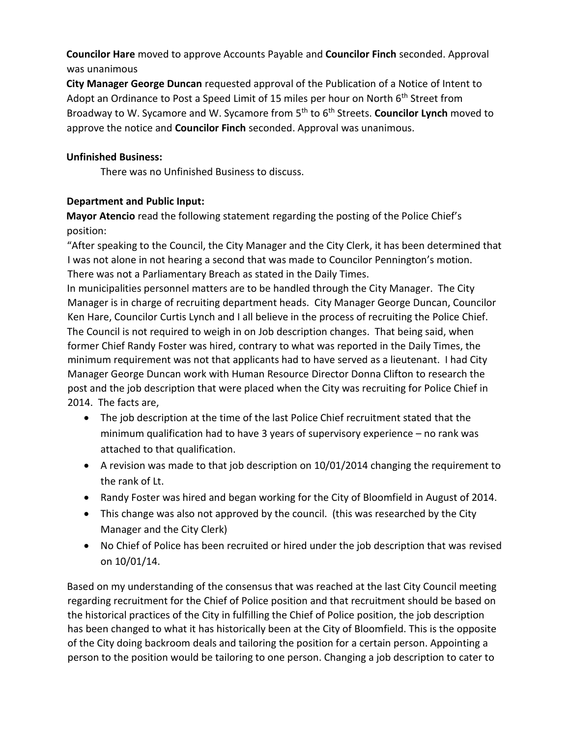**Councilor Hare** moved to approve Accounts Payable and **Councilor Finch** seconded. Approval was unanimous

**City Manager George Duncan** requested approval of the Publication of a Notice of Intent to Adopt an Ordinance to Post a Speed Limit of 15 miles per hour on North 6th Street from Broadway to W. Sycamore and W. Sycamore from 5th to 6th Streets. **Councilor Lynch** moved to approve the notice and **Councilor Finch** seconded. Approval was unanimous.

**Unfinished Business:**

There was no Unfinished Business to discuss.

**Department and Public Input:**

**Mayor Atencio** read the following statement regarding the posting of the Police Chief's position:

"After speaking to the Council, the City Manager and the City Clerk, it has been determined that I was not alone in not hearing a second that was made to Councilor Pennington's motion. There was not a Parliamentary Breach as stated in the Daily Times.

In municipalities personnel matters are to be handled through the City Manager. The City Manager is in charge of recruiting department heads. City Manager George Duncan, Councilor Ken Hare, Councilor Curtis Lynch and I all believe in the process of recruiting the Police Chief. The Council is not required to weigh in on Job description changes. That being said, when former Chief Randy Foster was hired, contrary to what was reported in the Daily Times, the minimum requirement was not that applicants had to have served as a lieutenant. I had City Manager George Duncan work with Human Resource Director Donna Clifton to research the post and the job description that were placed when the City was recruiting for Police Chief in 2014. The facts are,

- The job description at the time of the last Police Chief recruitment stated that the minimum qualification had to have 3 years of supervisory experience – no rank was attached to that qualification.
- A revision was made to that job description on 10/01/2014 changing the requirement to the rank of Lt.
- Randy Foster was hired and began working for the City of Bloomfield in August of 2014.
- This change was also not approved by the council. (this was researched by the City Manager and the City Clerk)
- No Chief of Police has been recruited or hired under the job description that was revised on 10/01/14.

Based on my understanding of the consensus that was reached at the last City Council meeting regarding recruitment for the Chief of Police position and that recruitment should be based on the historical practices of the City in fulfilling the Chief of Police position, the job description has been changed to what it has historically been at the City of Bloomfield. This is the opposite of the City doing backroom deals and tailoring the position for a certain person. Appointing a person to the position would be tailoring to one person. Changing a job description to cater to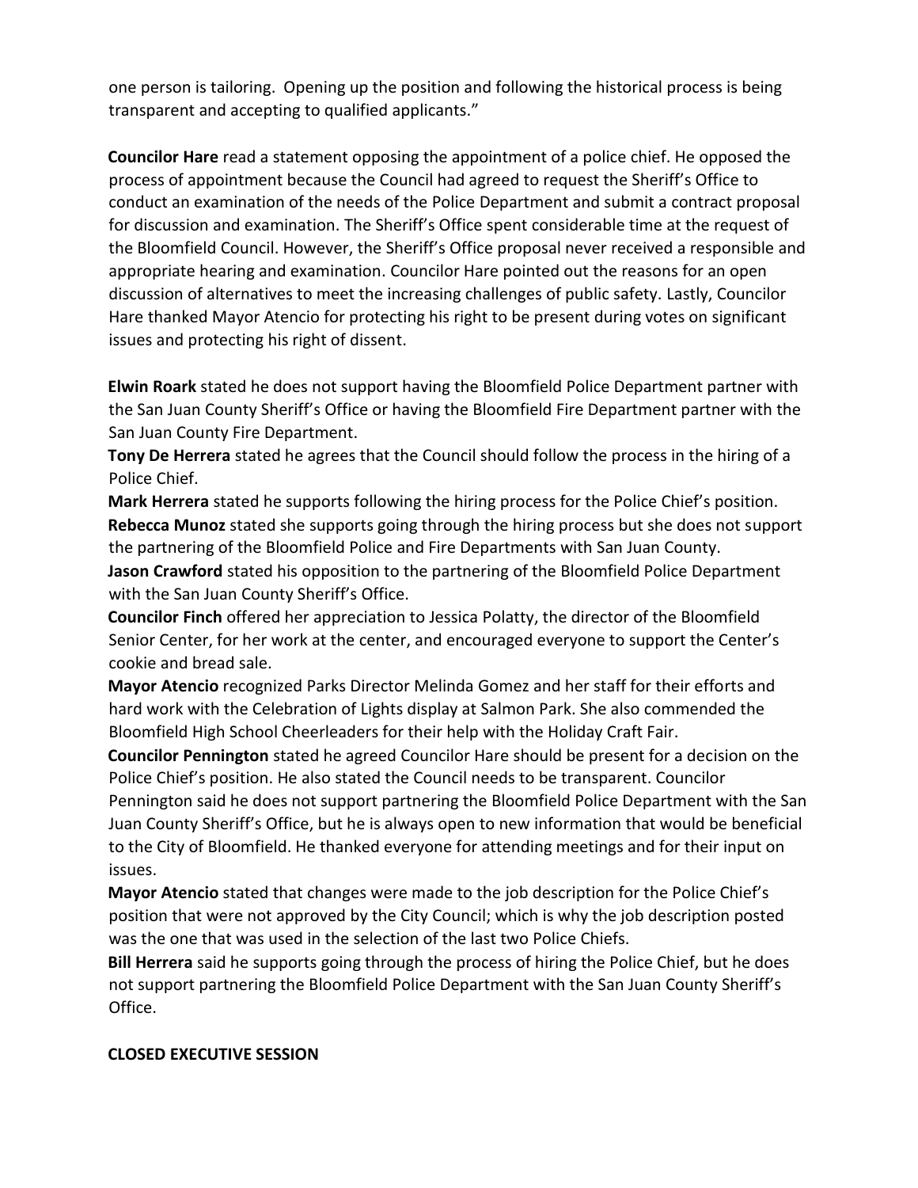one person is tailoring. Opening up the position and following the historical process is being transparent and accepting to qualified applicants."

**Councilor Hare** read a statement opposing the appointment of a police chief. He opposed the process of appointment because the Council had agreed to request the Sheriff's Office to conduct an examination of the needs of the Police Department and submit a contract proposal for discussion and examination. The Sheriff's Office spent considerable time at the request of the Bloomfield Council. However, the Sheriff's Office proposal never received a responsible and appropriate hearing and examination. Councilor Hare pointed out the reasons for an open discussion of alternatives to meet the increasing challenges of public safety. Lastly, Councilor Hare thanked Mayor Atencio for protecting his right to be present during votes on significant issues and protecting his right of dissent.

**Elwin Roark** stated he does not support having the Bloomfield Police Department partner with the San Juan County Sheriff's Office or having the Bloomfield Fire Department partner with the San Juan County Fire Department.

**Tony De Herrera** stated he agrees that the Council should follow the process in the hiring of a Police Chief.

**Mark Herrera** stated he supports following the hiring process for the Police Chief's position.

**Rebecca Munoz** stated she supports going through the hiring process but she does not support the partnering of the Bloomfield Police and Fire Departments with San Juan County.

**Jason Crawford** stated his opposition to the partnering of the Bloomfield Police Department with the San Juan County Sheriff's Office.

**Councilor Finch** offered her appreciation to Jessica Polatty, the director of the Bloomfield Senior Center, for her work at the center, and encouraged everyone to support the Center's cookie and bread sale.

**Mayor Atencio** recognized Parks Director Melinda Gomez and her staff for their efforts and hard work with the Celebration of Lights display at Salmon Park. She also commended the Bloomfield High School Cheerleaders for their help with the Holiday Craft Fair.

**Councilor Pennington** stated he agreed Councilor Hare should be present for a decision on the Police Chief's position. He also stated the Council needs to be transparent. Councilor Pennington said he does not support partnering the Bloomfield Police Department with the San Juan County Sheriff's Office, but he is always open to new information that would be beneficial to the City of Bloomfield. He thanked everyone for attending meetings and for their input on issues.

**Mayor Atencio** stated that changes were made to the job description for the Police Chief's position that were not approved by the City Council; which is why the job description posted was the one that was used in the selection of the last two Police Chiefs.

**Bill Herrera** said he supports going through the process of hiring the Police Chief, but he does not support partnering the Bloomfield Police Department with the San Juan County Sheriff's Office.

**CLOSED EXECUTIVE SESSION**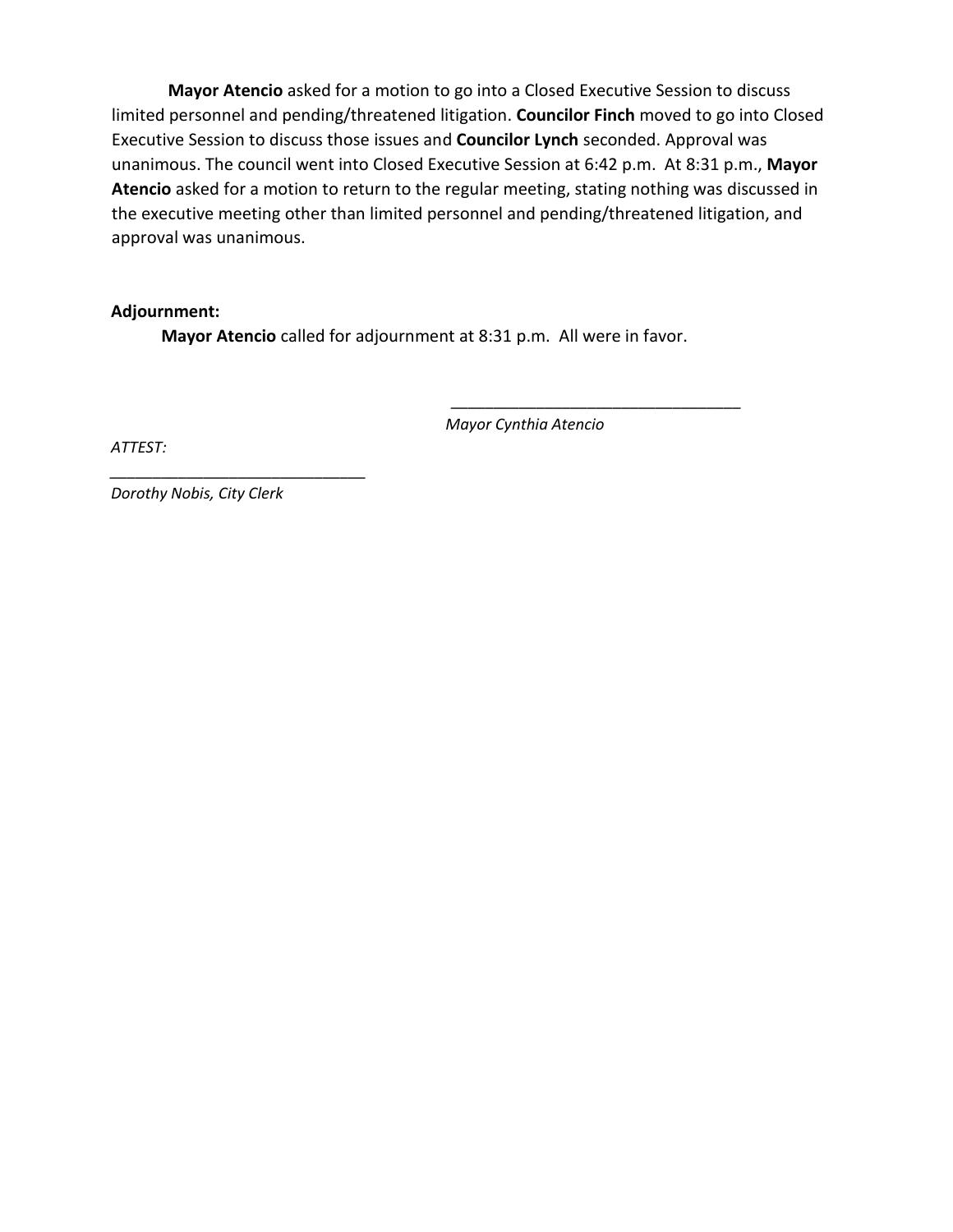**Mayor Atencio** asked for a motion to go into a Closed Executive Session to discuss limited personnel and pending/threatened litigation. **Councilor Finch** moved to go into Closed Executive Session to discuss those issues and **Councilor Lynch** seconded. Approval was unanimous. The council went into Closed Executive Session at 6:42 p.m. At 8:31 p.m., **Mayor Atencio** asked for a motion to return to the regular meeting, stating nothing was discussed in the executive meeting other than limited personnel and pending/threatened litigation, and approval was unanimous.

**Adjournment:**

**Mayor Atencio** called for adjournment at 8:31 p.m. All were in favor.

\_\_\_\_\_\_\_\_\_\_\_\_\_\_\_\_\_\_\_\_\_\_\_\_\_\_\_\_\_\_\_\_\_\_

*Mayor Cynthia Atencio*

*ATTEST:*

\_\_\_\_\_\_\_\_\_\_\_\_\_\_\_\_\_\_\_\_\_\_\_\_\_\_\_\_\_\_

*Dorothy Nobis, City Clerk*